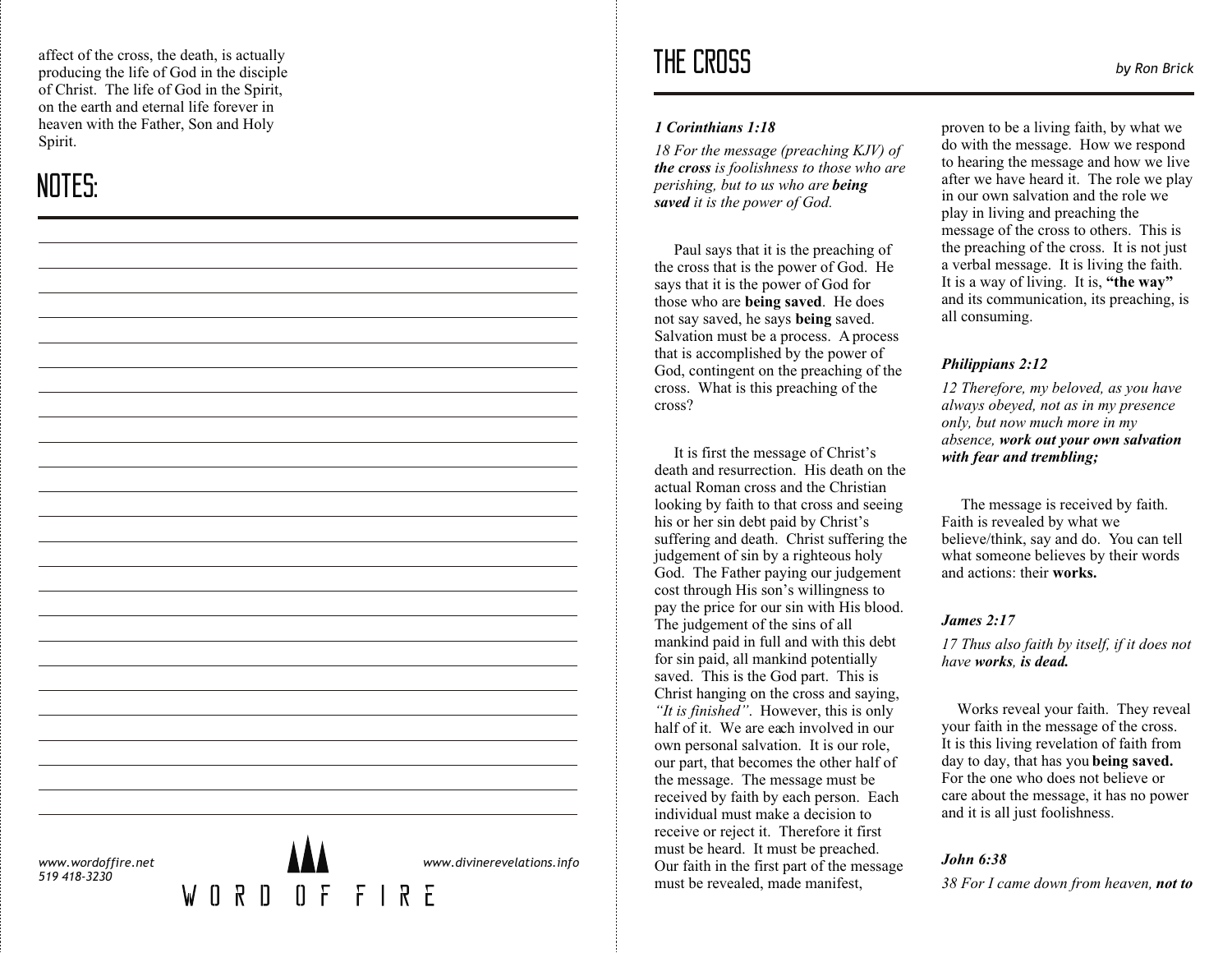affect of the cross, the death, is actually producing the life of God in the disciple of Christ. The life of God in the Spirit, on the earth and eternal life forever in heaven with the Father, Son and Holy Spirit.

## NOTES:

www.wordoffire.net
519 418-3230

WORD OF FIRE

www.divinerevelations.info

# THE CROSS

*by Ron Brick*

***1 Corinthians 1:18***

*18 For the message (preaching KJV) of **the cross** is foolishness to those who are perishing, but to us who are **being saved** it is the power of God.*

Paul says that it is the preaching of the cross that is the power of God. He says that it is the power of God for those who are **being saved**. He does not say saved, he says **being** saved. Salvation must be a process. A process that is accomplished by the power of God, contingent on the preaching of the cross. What is this preaching of the cross?

It is first the message of Christ's death and resurrection. His death on the actual Roman cross and the Christian looking by faith to that cross and seeing his or her sin debt paid by Christ's suffering and death. Christ suffering the judgement of sin by a righteous holy God. The Father paying our judgement cost through His son's willingness to pay the price for our sin with His blood. The judgement of the sins of all mankind paid in full and with this debt for sin paid, all mankind potentially saved. This is the God part. This is Christ hanging on the cross and saying, *"It is finished"*. However, this is only half of it. We are each involved in our own personal salvation. It is our role, our part, that becomes the other half of the message. The message must be received by faith by each person. Each individual must make a decision to receive or reject it. Therefore it first must be heard. It must be preached. Our faith in the first part of the message must be revealed, made manifest, proven to be a living faith, by what we do with the message. How we respond to hearing the message and how we live after we have heard it. The role we play in our own salvation and the role we play in living and preaching the message of the cross to others. This is the preaching of the cross. It is not just a verbal message. It is living the faith. It is a way of living. It is, **"the way"** and its communication, its preaching, is all consuming.

***Philippians 2:12***

*12 Therefore, my beloved, as you have always obeyed, not as in my presence only, but now much more in my absence, **work out your own salvation with fear and trembling;***

The message is received by faith. Faith is revealed by what we believe/think, say and do. You can tell what someone believes by their words and actions: their **works.**

***James 2:17***

*17 Thus also faith by itself, if it does not have **works**, **is dead.***

Works reveal your faith. They reveal your faith in the message of the cross. It is this living revelation of faith from day to day, that has you **being saved.** For the one who does not believe or care about the message, it has no power and it is all just foolishness.

***John 6:38***

*38 For I came down from heaven, **not to***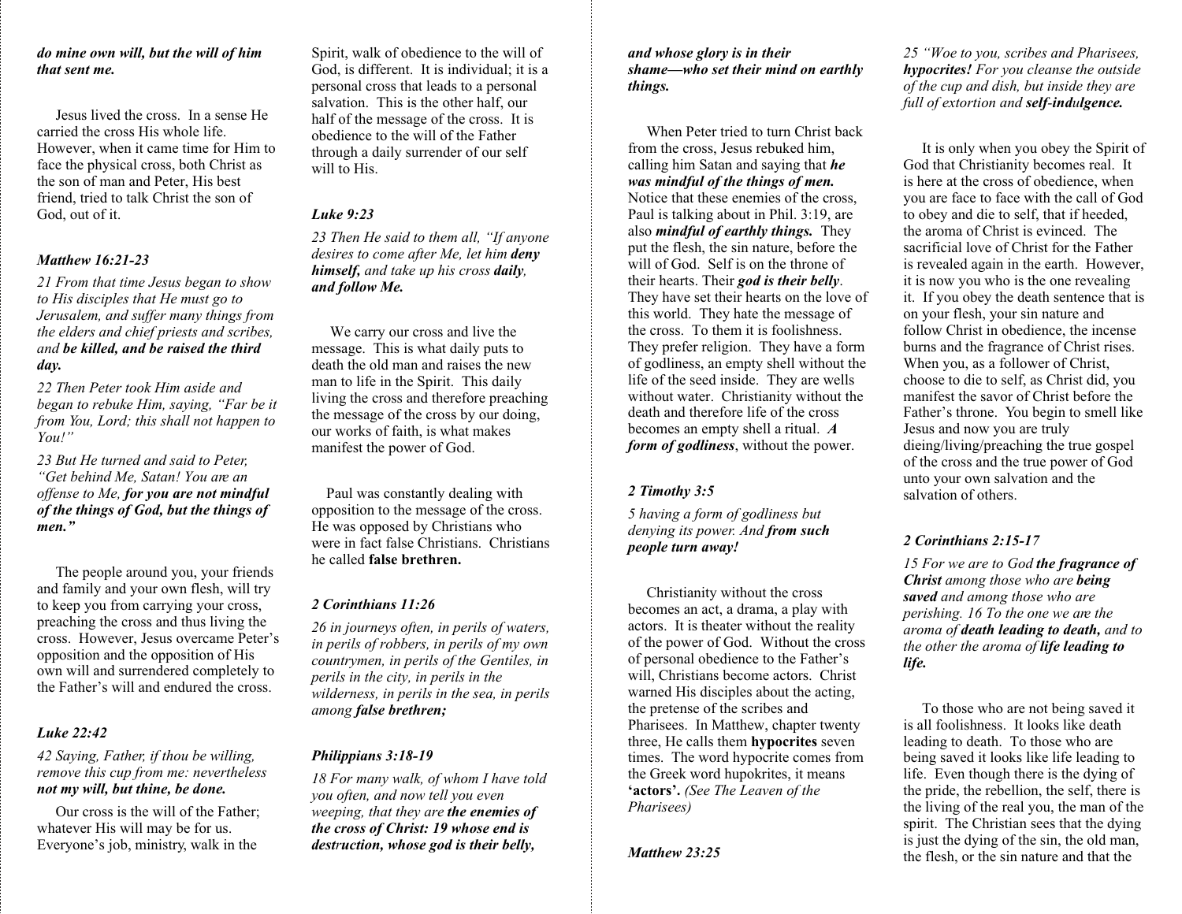***do mine own will, but the will of him that sent me.***

Jesus lived the cross. In a sense He carried the cross His whole life. However, when it came time for Him to face the physical cross, both Christ as the son of man and Peter, His best friend, tried to talk Christ the son of God, out of it.

***Matthew 16:21-23***

*21 From that time Jesus began to show to His disciples that He must go to Jerusalem, and suffer many things from the elders and chief priests and scribes, and **be killed, and be raised the third day.***

*22 Then Peter took Him aside and began to rebuke Him, saying, "Far be it from You, Lord; this shall not happen to You!"*

*23 But He turned and said to Peter, "Get behind Me, Satan! You are an offense to Me, **for you are not mindful of the things of God, but the things of men."***

The people around you, your friends and family and your own flesh, will try to keep you from carrying your cross, preaching the cross and thus living the cross. However, Jesus overcame Peter's opposition and the opposition of His own will and surrendered completely to the Father's will and endured the cross.

***Luke 22:42***

*42 Saying, Father, if thou be willing, remove this cup from me: nevertheless **not my will, but thine, be done.***

Our cross is the will of the Father; whatever His will may be for us. Everyone's job, ministry, walk in the Spirit, walk of obedience to the will of God, is different. It is individual; it is a personal cross that leads to a personal salvation. This is the other half, our half of the message of the cross. It is obedience to the will of the Father through a daily surrender of our self will to His.

***Luke 9:23***

*23 Then He said to them all, "If anyone desires to come after Me, let him **deny himself,** and take up his cross **daily**, **and follow Me.***

We carry our cross and live the message. This is what daily puts to death the old man and raises the new man to life in the Spirit. This daily living the cross and therefore preaching the message of the cross by our doing, our works of faith, is what makes manifest the power of God.

Paul was constantly dealing with opposition to the message of the cross. He was opposed by Christians who were in fact false Christians. Christians he called **false brethren.**

***2 Corinthians 11:26***

*26 in journeys often, in perils of waters, in perils of robbers, in perils of my own countrymen, in perils of the Gentiles, in perils in the city, in perils in the wilderness, in perils in the sea, in perils among **false brethren;***

***Philippians 3:18-19***

*18 For many walk, of whom I have told you often, and now tell you even weeping, that they are **the enemies of the cross of Christ: 19 whose end is destruction, whose god is their belly, and whose glory is in their shame—who set their mind on earthly things.***

When Peter tried to turn Christ back from the cross, Jesus rebuked him, calling him Satan and saying that ***he was mindful of the things of men.*** Notice that these enemies of the cross, Paul is talking about in Phil. 3:19, are also ***mindful of earthly things.*** They put the flesh, the sin nature, before the will of God. Self is on the throne of their hearts. Their ***god is their belly***. They have set their hearts on the love of this world. They hate the message of the cross. To them it is foolishness. They prefer religion. They have a form of godliness, an empty shell without the life of the seed inside. They are wells without water. Christianity without the death and therefore life of the cross becomes an empty shell a ritual. ***A form of godliness***, without the power.

***2 Timothy 3:5***

*5 having a form of godliness but denying its power. And **from such people turn away!***

Christianity without the cross becomes an act, a drama, a play with actors. It is theater without the reality of the power of God. Without the cross of personal obedience to the Father's will, Christians become actors. Christ warned His disciples about the acting, the pretense of the scribes and Pharisees. In Matthew, chapter twenty three, He calls them **hypocrites** seven times. The word hypocrite comes from the Greek word hupokrites, it means **'actors'.** *(See The Leaven of the Pharisees)*

***Matthew 23:25***

*25 "Woe to you, scribes and Pharisees, **hypocrites!** For you cleanse the outside of the cup and dish, but inside they are full of extortion and **self-indulgence.***

It is only when you obey the Spirit of God that Christianity becomes real. It is here at the cross of obedience, when you are face to face with the call of God to obey and die to self, that if heeded, the aroma of Christ is evinced. The sacrificial love of Christ for the Father is revealed again in the earth. However, it is now you who is the one revealing it. If you obey the death sentence that is on your flesh, your sin nature and follow Christ in obedience, the incense burns and the fragrance of Christ rises. When you, as a follower of Christ, choose to die to self, as Christ did, you manifest the savor of Christ before the Father's throne. You begin to smell like Jesus and now you are truly dieing/living/preaching the true gospel of the cross and the true power of God unto your own salvation and the salvation of others.

***2 Corinthians 2:15-17***

*15 For we are to God **the fragrance of Christ** among those who are **being saved** and among those who are perishing. 16 To the one we are the aroma of **death leading to death,** and to the other the aroma of **life leading to life.***

To those who are not being saved it is all foolishness. It looks like death leading to death. To those who are being saved it looks like life leading to life. Even though there is the dying of the pride, the rebellion, the self, there is the living of the real you, the man of the spirit. The Christian sees that the dying is just the dying of the sin, the old man, the flesh, or the sin nature and that the